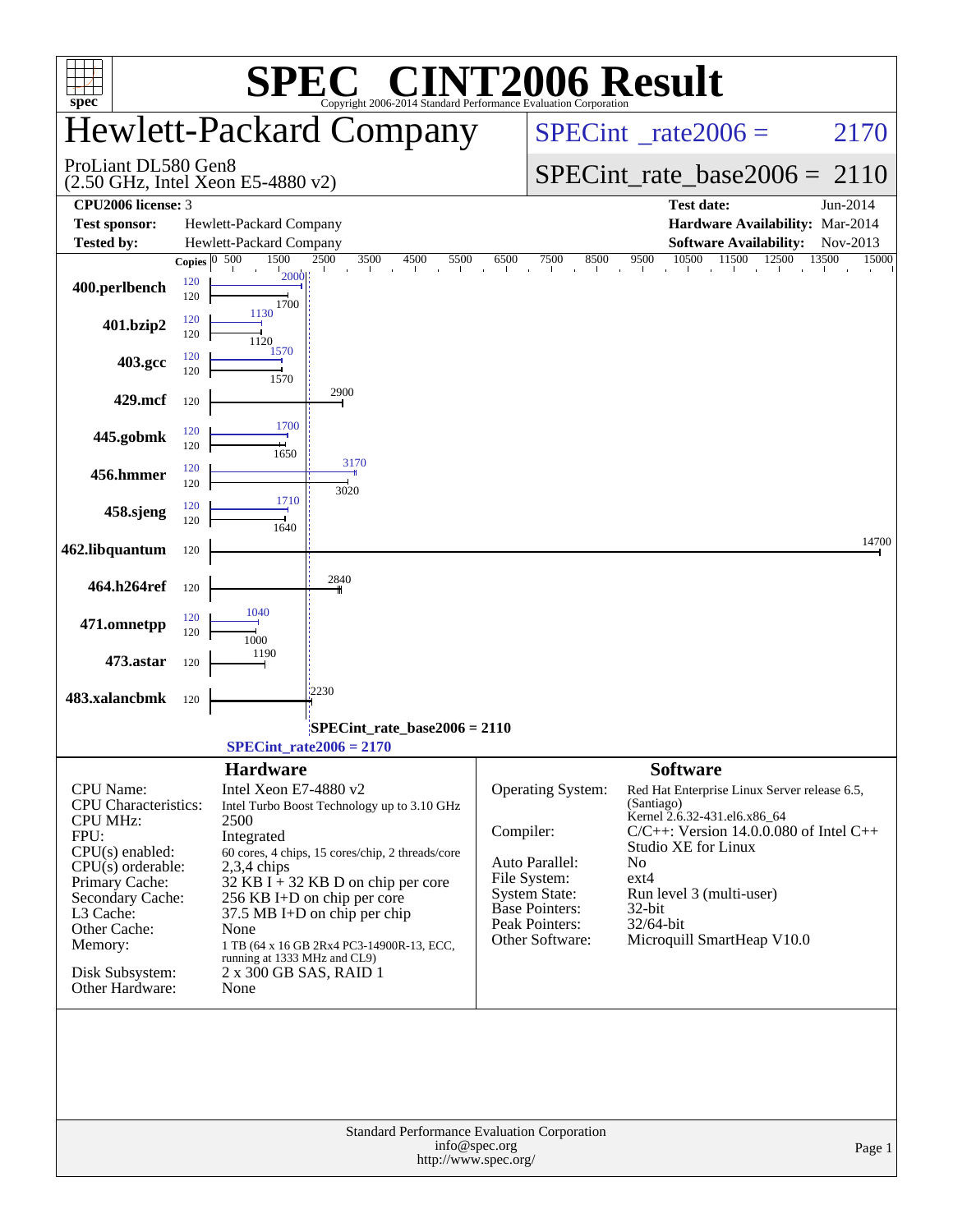# SPEC CINT2006 Result

Copyright 2006-2014 Standard Performance Evaluation Corporation

## Hewlett-Packard Company

ProLiant DL580 Gen8
(2.50 GHz, Intel Xeon E5-4880 v2)

SPECint_rate2006 = 2170

SPECint_rate_base2006 = 2110

| | | | |
|---|---|---|---|
| **CPU2006 license:** | 3 | **Test date:** | Jun-2014 |
| **Test sponsor:** | Hewlett-Packard Company | **Hardware Availability:** | Mar-2014 |
| **Tested by:** | Hewlett-Packard Company | **Software Availability:** | Nov-2013 |

| Benchmark | Copies (peak) | Peak | Copies (base) | Base |
|---|---|---|---|---|
| 400.perlbench | 120 | 2000 | 120 | 1700 |
| 401.bzip2 | 120 | 1130 | 120 | 1120 |
| 403.gcc | 120 | 1570 | 120 | 1570 |
| 429.mcf | | | 120 | 2900 |
| 445.gobmk | 120 | 1700 | 120 | 1650 |
| 456.hmmer | 120 | 3170 | 120 | 3020 |
| 458.sjeng | 120 | 1710 | 120 | 1640 |
| 462.libquantum | | | 120 | 14700 |
| 464.h264ref | | | 120 | 2840 |
| 471.omnetpp | 120 | 1040 | 120 | 1000 |
| 473.astar | | | 120 | 1190 |
| 483.xalancbmk | | | 120 | 2230 |

SPECint_rate_base2006 = 2110

SPECint_rate2006 = 2170

### Hardware

| | |
|---|---|
| CPU Name: | Intel Xeon E7-4880 v2 |
| CPU Characteristics: | Intel Turbo Boost Technology up to 3.10 GHz |
| CPU MHz: | 2500 |
| FPU: | Integrated |
| CPU(s) enabled: | 60 cores, 4 chips, 15 cores/chip, 2 threads/core |
| CPU(s) orderable: | 2,3,4 chips |
| Primary Cache: | 32 KB I + 32 KB D on chip per core |
| Secondary Cache: | 256 KB I+D on chip per core |
| L3 Cache: | 37.5 MB I+D on chip per chip |
| Other Cache: | None |
| Memory: | 1 TB (64 x 16 GB 2Rx4 PC3-14900R-13, ECC, running at 1333 MHz and CL9) |
| Disk Subsystem: | 2 x 300 GB SAS, RAID 1 |
| Other Hardware: | None |

### Software

| | |
|---|---|
| Operating System: | Red Hat Enterprise Linux Server release 6.5, (Santiago) Kernel 2.6.32-431.el6.x86_64 |
| Compiler: | C/C++: Version 14.0.0.080 of Intel C++ Studio XE for Linux |
| Auto Parallel: | No |
| File System: | ext4 |
| System State: | Run level 3 (multi-user) |
| Base Pointers: | 32-bit |
| Peak Pointers: | 32/64-bit |
| Other Software: | Microquill SmartHeap V10.0 |

Standard Performance Evaluation Corporation
info@spec.org
http://www.spec.org/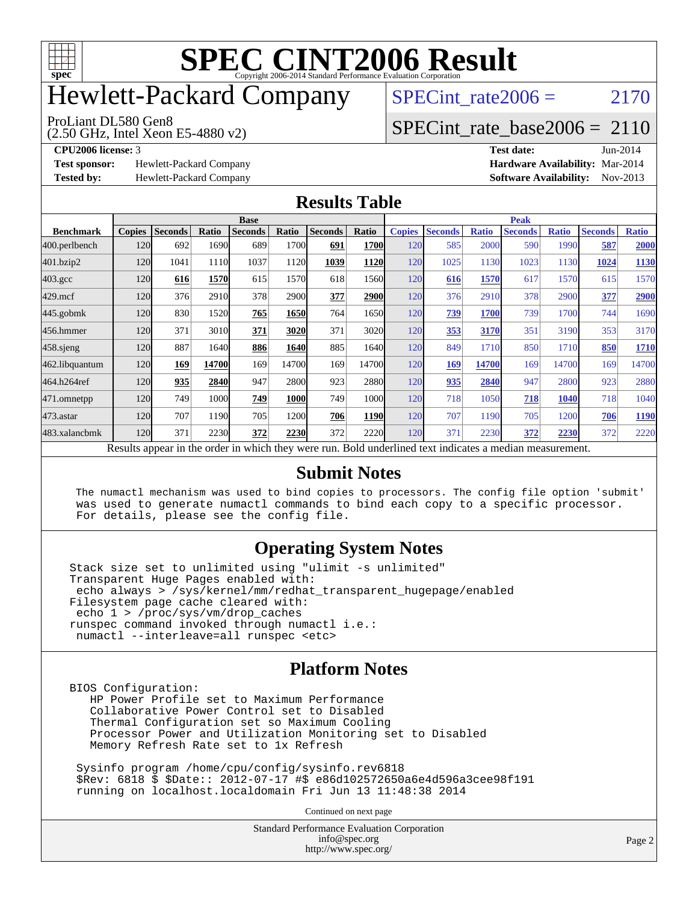# SPEC CINT2006 Result

Copyright 2006-2014 Standard Performance Evaluation Corporation

# Hewlett-Packard Company

ProLiant DL580 Gen8
(2.50 GHz, Intel Xeon E5-4880 v2)

SPECint_rate2006 = 2170

SPECint_rate_base2006 = 2110

| | | | |
|---|---|---|---|
| **CPU2006 license:** | 3 | **Test date:** | Jun-2014 |
| **Test sponsor:** | Hewlett-Packard Company | **Hardware Availability:** | Mar-2014 |
| **Tested by:** | Hewlett-Packard Company | **Software Availability:** | Nov-2013 |

## Results Table

| Benchmark | Base | | | | | | | Peak | | | | | | |
|---|---|---|---|---|---|---|---|---|---|---|---|---|---|---|
| | Copies | Seconds | Ratio | Seconds | Ratio | Seconds | Ratio | Copies | Seconds | Ratio | Seconds | Ratio | Seconds | Ratio |
| 400.perlbench | 120 | 692 | 1690 | 689 | 1700 | **691** | **1700** | 120 | 585 | 2000 | 590 | 1990 | **587** | **2000** |
| 401.bzip2 | 120 | 1041 | 1110 | 1037 | 1120 | **1039** | **1120** | 120 | 1025 | 1130 | 1023 | 1130 | **1024** | **1130** |
| 403.gcc | 120 | **616** | **1570** | 615 | 1570 | 618 | 1560 | 120 | **616** | **1570** | 617 | 1570 | 615 | 1570 |
| 429.mcf | 120 | 376 | 2910 | 378 | 2900 | **377** | **2900** | 120 | 376 | 2910 | 378 | 2900 | **377** | **2900** |
| 445.gobmk | 120 | 830 | 1520 | **765** | **1650** | 764 | 1650 | 120 | **739** | **1700** | 739 | 1700 | 744 | 1690 |
| 456.hmmer | 120 | 371 | 3010 | **371** | **3020** | 371 | 3020 | 120 | **353** | **3170** | 351 | 3190 | 353 | 3170 |
| 458.sjeng | 120 | 887 | 1640 | **886** | **1640** | 885 | 1640 | 120 | 849 | 1710 | 850 | 1710 | **850** | **1710** |
| 462.libquantum | 120 | **169** | **14700** | 169 | 14700 | 169 | 14700 | 120 | **169** | **14700** | 169 | 14700 | 169 | 14700 |
| 464.h264ref | 120 | **935** | **2840** | 947 | 2800 | 923 | 2880 | 120 | **935** | **2840** | 947 | 2800 | 923 | 2880 |
| 471.omnetpp | 120 | 749 | 1000 | **749** | **1000** | 749 | 1000 | 120 | 718 | 1050 | **718** | **1040** | 718 | 1040 |
| 473.astar | 120 | 707 | 1190 | 705 | 1200 | **706** | **1190** | 120 | 707 | 1190 | 705 | 1200 | **706** | **1190** |
| 483.xalancbmk | 120 | 371 | 2230 | **372** | **2230** | 372 | 2220 | 120 | 371 | 2230 | **372** | **2230** | 372 | 2220 |

Results appear in the order in which they were run. Bold underlined text indicates a median measurement.

## Submit Notes

```
The numactl mechanism was used to bind copies to processors. The config file option 'submit'
was used to generate numactl commands to bind each copy to a specific processor.
For details, please see the config file.
```

## Operating System Notes

```
Stack size set to unlimited using "ulimit -s unlimited"
Transparent Huge Pages enabled with:
 echo always > /sys/kernel/mm/redhat_transparent_hugepage/enabled
Filesystem page cache cleared with:
 echo 1 > /proc/sys/vm/drop_caches
runspec command invoked through numactl i.e.:
 numactl --interleave=all runspec <etc>
```

## Platform Notes

```
BIOS Configuration:
   HP Power Profile set to Maximum Performance
   Collaborative Power Control set to Disabled
   Thermal Configuration set so Maximum Cooling
   Processor Power and Utilization Monitoring set to Disabled
   Memory Refresh Rate set to 1x Refresh

 Sysinfo program /home/cpu/config/sysinfo.rev6818
 $Rev: 6818 $ $Date:: 2012-07-17 #$ e86d102572650a6e4d596a3cee98f191
 running on localhost.localdomain Fri Jun 13 11:48:38 2014
```

Continued on next page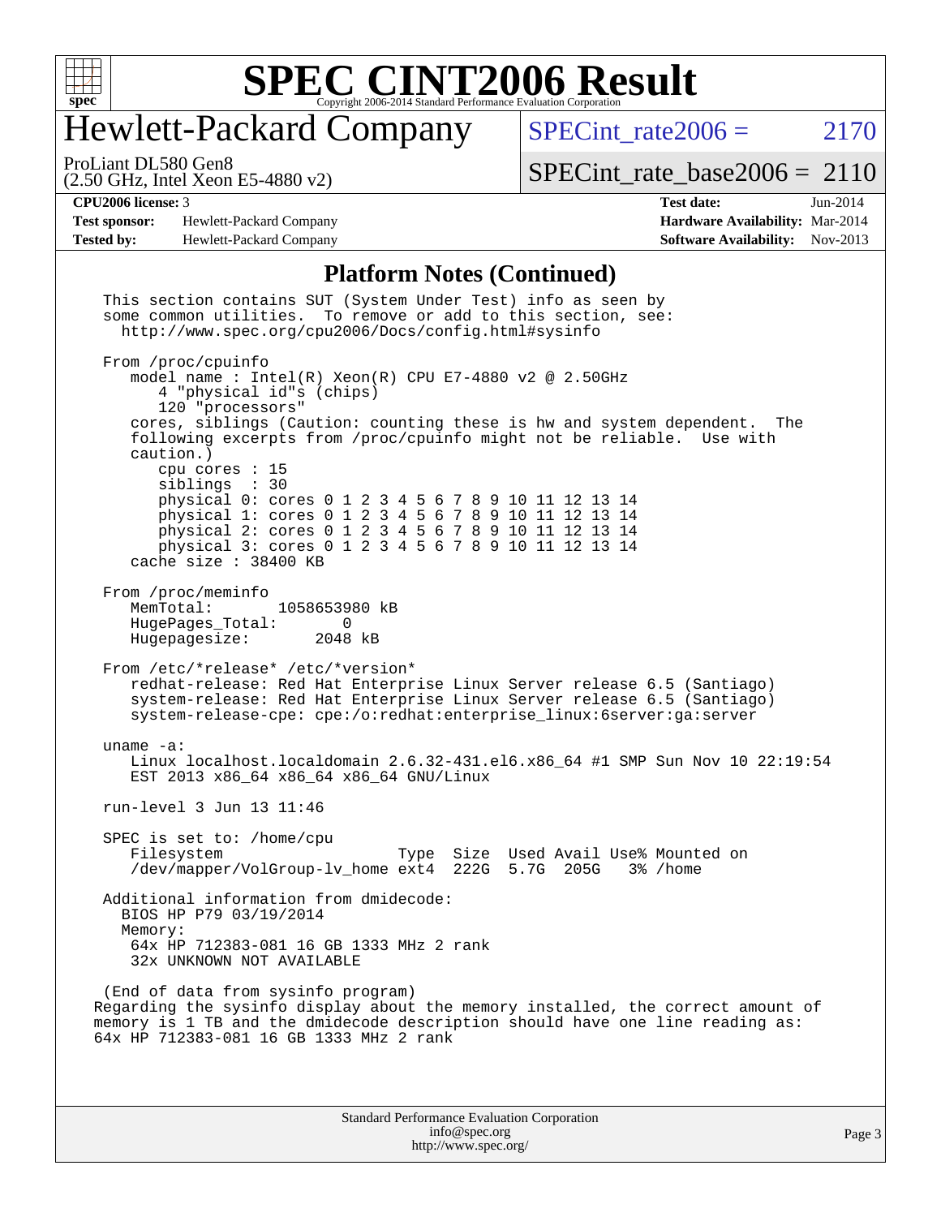## Platform Notes (Continued)

```
This section contains SUT (System Under Test) info as seen by
some common utilities.  To remove or add to this section, see:
  http://www.spec.org/cpu2006/Docs/config.html#sysinfo

From /proc/cpuinfo
   model name : Intel(R) Xeon(R) CPU E7-4880 v2 @ 2.50GHz
      4 "physical id"s (chips)
      120 "processors"
   cores, siblings (Caution: counting these is hw and system dependent.  The
   following excerpts from /proc/cpuinfo might not be reliable.  Use with
   caution.)
      cpu cores : 15
      siblings  : 30
      physical 0: cores 0 1 2 3 4 5 6 7 8 9 10 11 12 13 14
      physical 1: cores 0 1 2 3 4 5 6 7 8 9 10 11 12 13 14
      physical 2: cores 0 1 2 3 4 5 6 7 8 9 10 11 12 13 14
      physical 3: cores 0 1 2 3 4 5 6 7 8 9 10 11 12 13 14
   cache size : 38400 KB

From /proc/meminfo
   MemTotal:       1058653980 kB
   HugePages_Total:       0
   Hugepagesize:       2048 kB

From /etc/*release* /etc/*version*
   redhat-release: Red Hat Enterprise Linux Server release 6.5 (Santiago)
   system-release: Red Hat Enterprise Linux Server release 6.5 (Santiago)
   system-release-cpe: cpe:/o:redhat:enterprise_linux:6server:ga:server

uname -a:
   Linux localhost.localdomain 2.6.32-431.el6.x86_64 #1 SMP Sun Nov 10 22:19:54
   EST 2013 x86_64 x86_64 x86_64 GNU/Linux

run-level 3 Jun 13 11:46

SPEC is set to: /home/cpu
   Filesystem                   Type  Size  Used Avail Use% Mounted on
   /dev/mapper/VolGroup-lv_home ext4  222G  5.7G  205G   3% /home

Additional information from dmidecode:
  BIOS HP P79 03/19/2014
  Memory:
   64x HP 712383-081 16 GB 1333 MHz 2 rank
   32x UNKNOWN NOT AVAILABLE

(End of data from sysinfo program)
```

Regarding the sysinfo display about the memory installed, the correct amount of memory is 1 TB and the dmidecode description should have one line reading as:
64x HP 712383-081 16 GB 1333 MHz 2 rank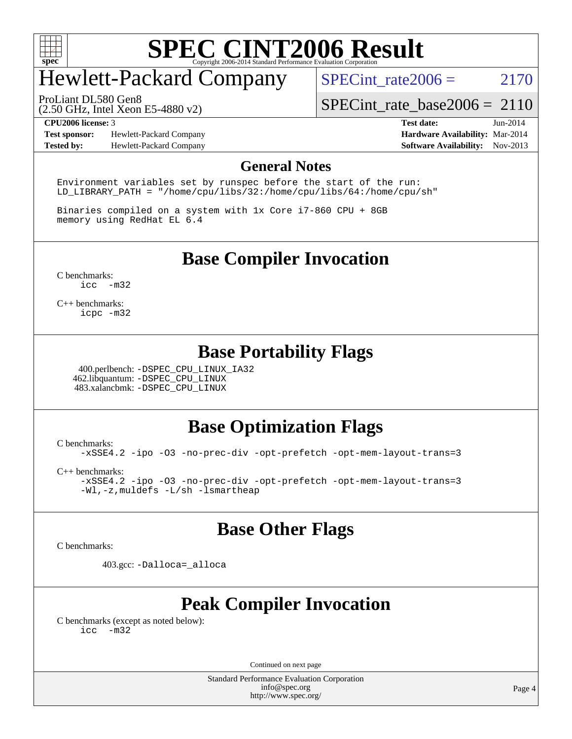# SPEC CINT2006 Result

Copyright 2006-2014 Standard Performance Evaluation Corporation

## Hewlett-Packard Company

ProLiant DL580 Gen8
(2.50 GHz, Intel Xeon E5-4880 v2)

SPECint_rate2006 = 2170

SPECint_rate_base2006 = 2110

**CPU2006 license:** 3
**Test sponsor:** Hewlett-Packard Company
**Tested by:** Hewlett-Packard Company

**Test date:** Jun-2014
**Hardware Availability:** Mar-2014
**Software Availability:** Nov-2013

## General Notes

```
Environment variables set by runspec before the start of the run:
LD_LIBRARY_PATH = "/home/cpu/libs/32:/home/cpu/libs/64:/home/cpu/sh"

Binaries compiled on a system with 1x Core i7-860 CPU + 8GB
memory using RedHat EL 6.4
```

## Base Compiler Invocation

C benchmarks:
`icc -m32`

C++ benchmarks:
`icpc -m32`

## Base Portability Flags

400.perlbench: `-DSPEC_CPU_LINUX_IA32`
462.libquantum: `-DSPEC_CPU_LINUX`
483.xalancbmk: `-DSPEC_CPU_LINUX`

## Base Optimization Flags

C benchmarks:
`-xSSE4.2 -ipo -O3 -no-prec-div -opt-prefetch -opt-mem-layout-trans=3`

C++ benchmarks:
`-xSSE4.2 -ipo -O3 -no-prec-div -opt-prefetch -opt-mem-layout-trans=3 -Wl,-z,muldefs -L/sh -lsmartheap`

## Base Other Flags

C benchmarks:

403.gcc: `-Dalloca=_alloca`

## Peak Compiler Invocation

C benchmarks (except as noted below):
`icc -m32`

Continued on next page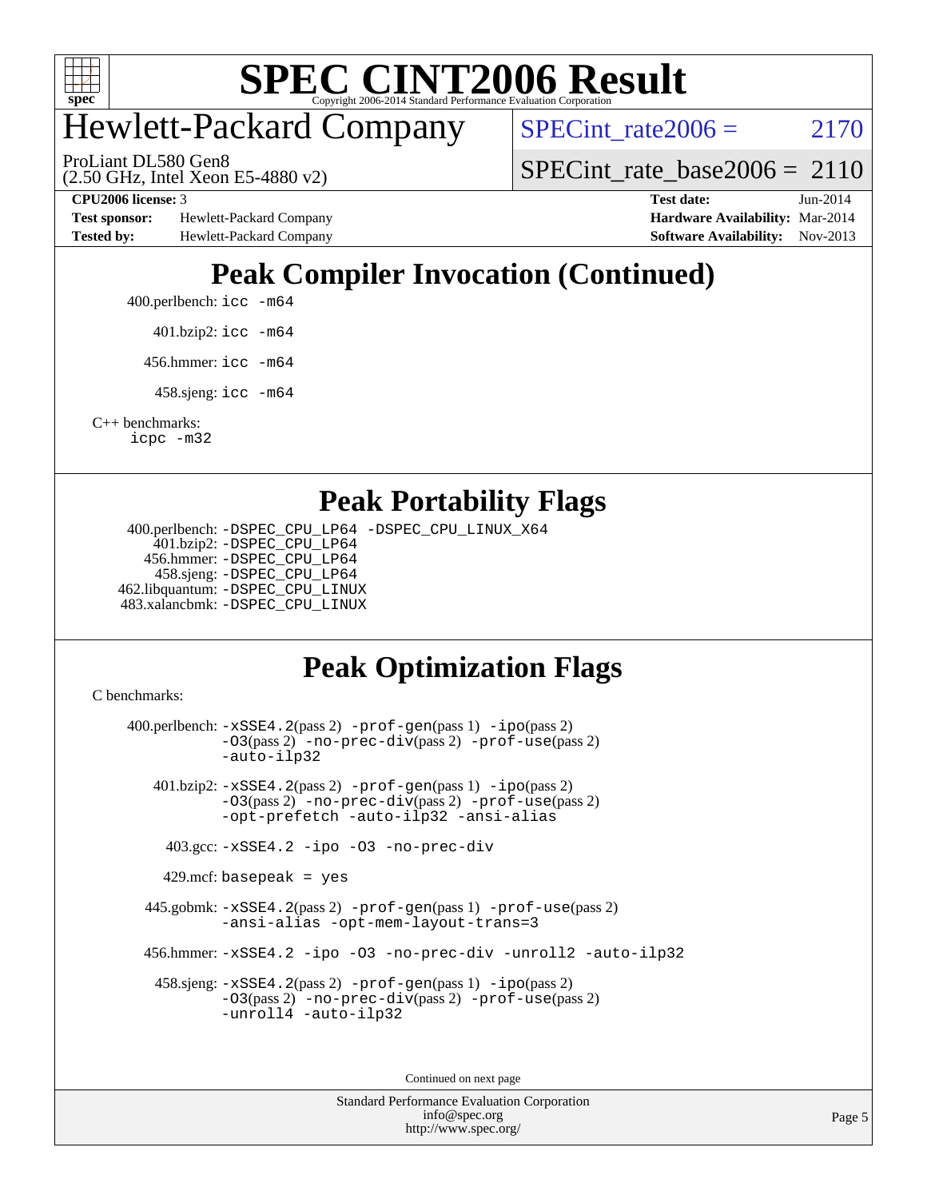# Hewlett-Packard Company

ProLiant DL580 Gen8
(2.50 GHz, Intel Xeon E5-4880 v2)

SPECint_rate2006 = 2170

SPECint_rate_base2006 = 2110

**CPU2006 license:** 3
**Test sponsor:** Hewlett-Packard Company
**Tested by:** Hewlett-Packard Company

**Test date:** Jun-2014
**Hardware Availability:** Mar-2014
**Software Availability:** Nov-2013

## Peak Compiler Invocation (Continued)

400.perlbench: `icc -m64`

401.bzip2: `icc -m64`

456.hmmer: `icc -m64`

458.sjeng: `icc -m64`

C++ benchmarks:
`icpc -m32`

## Peak Portability Flags

400.perlbench: `-DSPEC_CPU_LP64 -DSPEC_CPU_LINUX_X64`
401.bzip2: `-DSPEC_CPU_LP64`
456.hmmer: `-DSPEC_CPU_LP64`
458.sjeng: `-DSPEC_CPU_LP64`
462.libquantum: `-DSPEC_CPU_LINUX`
483.xalancbmk: `-DSPEC_CPU_LINUX`

## Peak Optimization Flags

C benchmarks:

400.perlbench: `-xSSE4.2`(pass 2) `-prof-gen`(pass 1) `-ipo`(pass 2) `-O3`(pass 2) `-no-prec-div`(pass 2) `-prof-use`(pass 2) `-auto-ilp32`

401.bzip2: `-xSSE4.2`(pass 2) `-prof-gen`(pass 1) `-ipo`(pass 2) `-O3`(pass 2) `-no-prec-div`(pass 2) `-prof-use`(pass 2) `-opt-prefetch -auto-ilp32 -ansi-alias`

403.gcc: `-xSSE4.2 -ipo -O3 -no-prec-div`

429.mcf: `basepeak = yes`

445.gobmk: `-xSSE4.2`(pass 2) `-prof-gen`(pass 1) `-prof-use`(pass 2) `-ansi-alias -opt-mem-layout-trans=3`

456.hmmer: `-xSSE4.2 -ipo -O3 -no-prec-div -unroll2 -auto-ilp32`

458.sjeng: `-xSSE4.2`(pass 2) `-prof-gen`(pass 1) `-ipo`(pass 2) `-O3`(pass 2) `-no-prec-div`(pass 2) `-prof-use`(pass 2) `-unroll4 -auto-ilp32`

Continued on next page

Standard Performance Evaluation Corporation
info@spec.org
http://www.spec.org/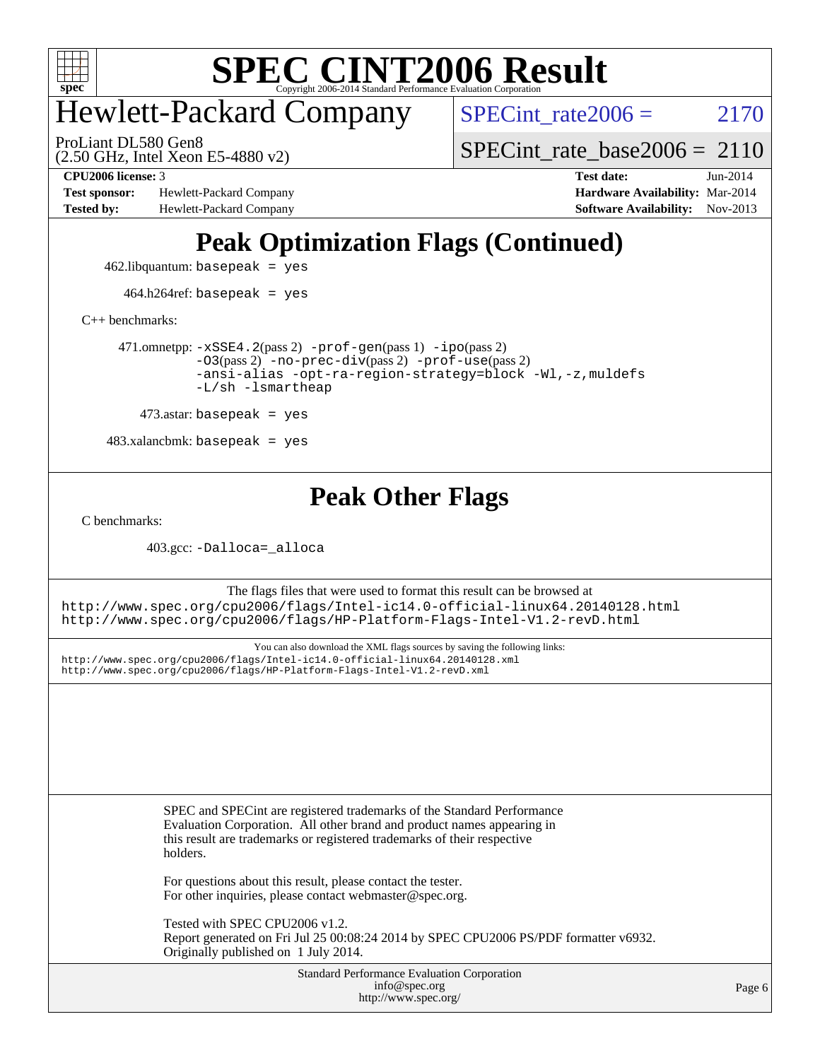# Peak Optimization Flags (Continued)

462.libquantum: basepeak = yes

464.h264ref: basepeak = yes

C++ benchmarks:

471.omnetpp: -xSSE4.2(pass 2) -prof-gen(pass 1) -ipo(pass 2) -O3(pass 2) -no-prec-div(pass 2) -prof-use(pass 2) -ansi-alias -opt-ra-region-strategy=block -Wl,-z,muldefs -L/sh -lsmartheap

473.astar: basepeak = yes

483.xalancbmk: basepeak = yes

# Peak Other Flags

C benchmarks:

403.gcc: -Dalloca=_alloca

The flags files that were used to format this result can be browsed at
http://www.spec.org/cpu2006/flags/Intel-ic14.0-official-linux64.20140128.html
http://www.spec.org/cpu2006/flags/HP-Platform-Flags-Intel-V1.2-revD.html

You can also download the XML flags sources by saving the following links:
http://www.spec.org/cpu2006/flags/Intel-ic14.0-official-linux64.20140128.xml
http://www.spec.org/cpu2006/flags/HP-Platform-Flags-Intel-V1.2-revD.xml

SPEC and SPECint are registered trademarks of the Standard Performance Evaluation Corporation. All other brand and product names appearing in this result are trademarks or registered trademarks of their respective holders.

For questions about this result, please contact the tester.
For other inquiries, please contact webmaster@spec.org.

Tested with SPEC CPU2006 v1.2.
Report generated on Fri Jul 25 00:08:24 2014 by SPEC CPU2006 PS/PDF formatter v6932.
Originally published on 1 July 2014.